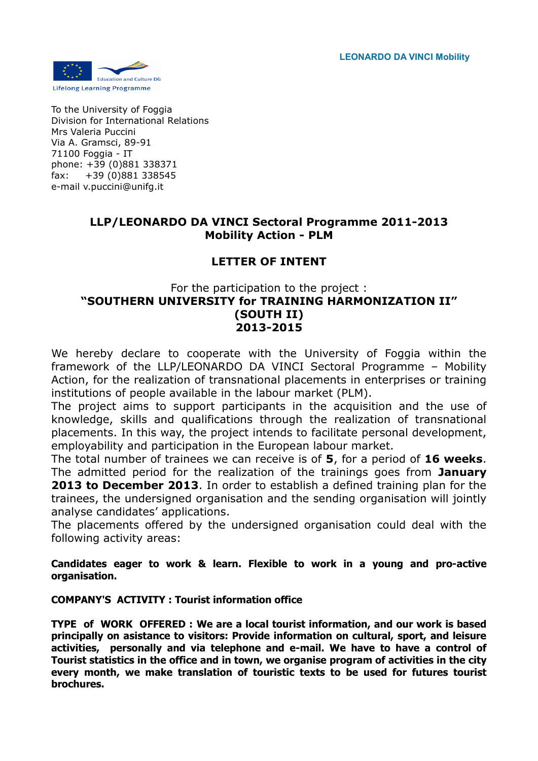LEONARDO DA VINCI Mobility

Education and Culture DG

Lifelong Learning Programme

To the University of Foggia
Division for International Relations
Mrs Valeria Puccini
Via A. Gramsci, 89-91
71100 Foggia - IT
phone: +39 (0)881 338371
fax: +39 (0)881 338545
e-mail v.puccini@unifg.it

**LLP/LEONARDO DA VINCI Sectoral Programme 2011-2013**
**Mobility Action - PLM**

**LETTER OF INTENT**

For the participation to the project :
**"SOUTHERN UNIVERSITY for TRAINING HARMONIZATION II"**
**(SOUTH II)**
**2013-2015**

We hereby declare to cooperate with the University of Foggia within the framework of the LLP/LEONARDO DA VINCI Sectoral Programme – Mobility Action, for the realization of transnational placements in enterprises or training institutions of people available in the labour market (PLM).
The project aims to support participants in the acquisition and the use of knowledge, skills and qualifications through the realization of transnational placements. In this way, the project intends to facilitate personal development, employability and participation in the European labour market.
The total number of trainees we can receive is of **5**, for a period of **16 weeks**. The admitted period for the realization of the trainings goes from **January 2013 to December 2013**. In order to establish a defined training plan for the trainees, the undersigned organisation and the sending organisation will jointly analyse candidates' applications.
The placements offered by the undersigned organisation could deal with the following activity areas:

**Candidates eager to work & learn. Flexible to work in a young and pro-active organisation.**

**COMPANY'S ACTIVITY : Tourist information office**

**TYPE of WORK OFFERED : We are a local tourist information, and our work is based principally on asistance to visitors: Provide information on cultural, sport, and leisure activities, personally and via telephone and e-mail. We have to have a control of Tourist statistics in the office and in town, we organise program of activities in the city every month, we make translation of touristic texts to be used for futures tourist brochures.**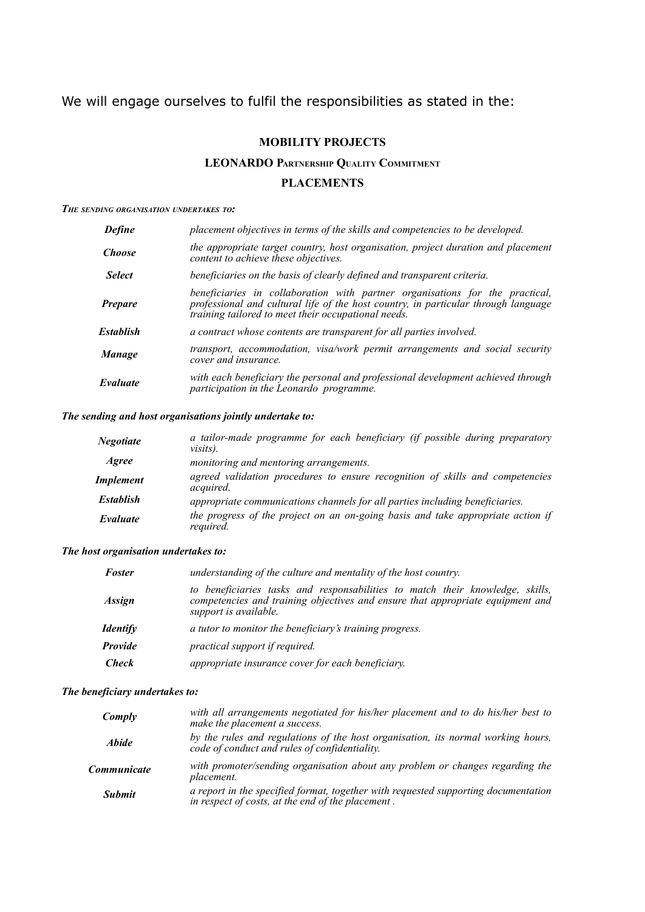We will engage ourselves to fulfil the responsibilities as stated in the:

## MOBILITY PROJECTS

## LEONARDO PARTNERSHIP QUALITY COMMITMENT

## PLACEMENTS

***THE SENDING ORGANISATION UNDERTAKES TO:***

| | |
|---|---|
| ***Define*** | *placement objectives in terms of the skills and competencies to be developed.* |
| ***Choose*** | *the appropriate target country, host organisation, project duration and placement content to achieve these objectives.* |
| ***Select*** | *beneficiaries on the basis of clearly defined and transparent criteria.* |
| ***Prepare*** | *beneficiaries in collaboration with partner organisations for the practical, professional and cultural life of the host country, in particular through language training tailored to meet their occupational needs.* |
| ***Establish*** | *a contract whose contents are transparent for all parties involved.* |
| ***Manage*** | *transport, accommodation, visa/work permit arrangements and social security cover and insurance.* |
| ***Evaluate*** | *with each beneficiary the personal and professional development achieved through participation in the Leonardo programme.* |

***The sending and host organisations jointly undertake to:***

| | |
|---|---|
| ***Negotiate*** | *a tailor-made programme for each beneficiary (if possible during preparatory visits).* |
| ***Agree*** | *monitoring and mentoring arrangements.* |
| ***Implement*** | *agreed validation procedures to ensure recognition of skills and competencies acquired.* |
| ***Establish*** | *appropriate communications channels for all parties including beneficiaries.* |
| ***Evaluate*** | *the progress of the project on an on-going basis and take appropriate action if required.* |

***The host organisation undertakes to:***

| | |
|---|---|
| ***Foster*** | *understanding of the culture and mentality of the host country.* |
| ***Assign*** | *to beneficiaries tasks and responsabilities to match their knowledge, skills, competencies and training objectives and ensure that appropriate equipment and support is available.* |
| ***Identify*** | *a tutor to monitor the beneficiary's training progress.* |
| ***Provide*** | *practical support if required.* |
| ***Check*** | *appropriate insurance cover for each beneficiary.* |

***The beneficiary undertakes to:***

| | |
|---|---|
| ***Comply*** | *with all arrangements negotiated for his/her placement and to do his/her best to make the placement a success.* |
| ***Abide*** | *by the rules and regulations of the host organisation, its normal working hours, code of conduct and rules of confidentiality.* |
| ***Communicate*** | *with promoter/sending organisation about any problem or changes regarding the placement.* |
| ***Submit*** | *a report in the specified format, together with requested supporting documentation in respect of costs, at the end of the placement .* |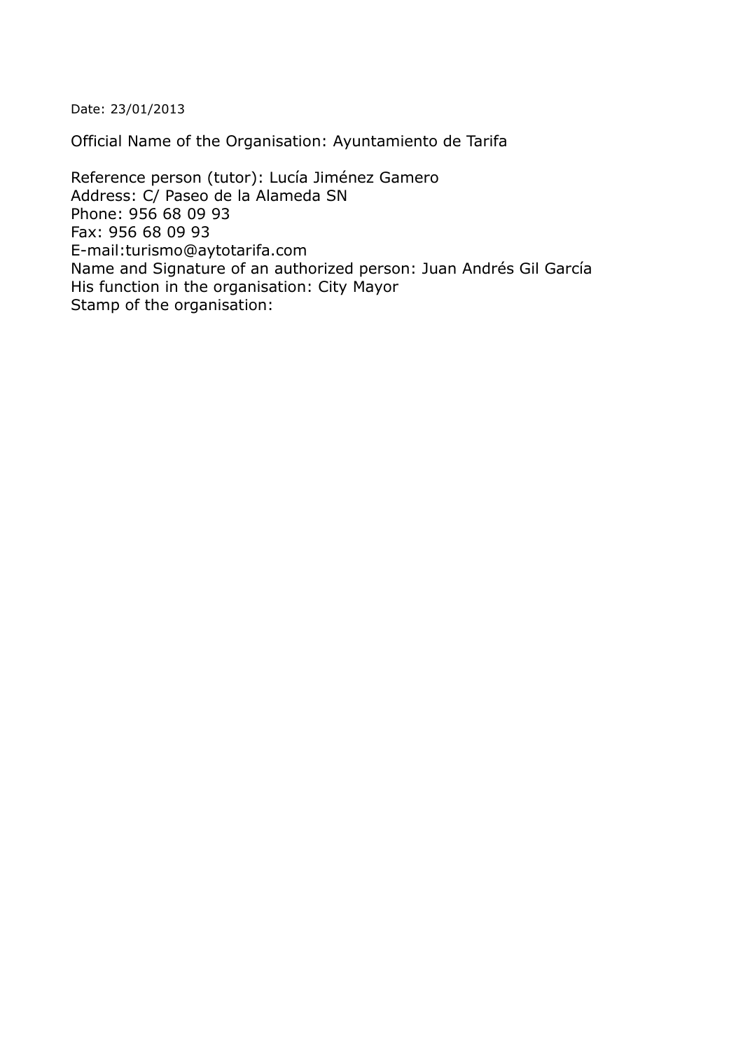Date: 23/01/2013

Official Name of the Organisation: Ayuntamiento de Tarifa

Reference person (tutor): Lucía Jiménez Gamero
Address: C/ Paseo de la Alameda SN
Phone: 956 68 09 93
Fax: 956 68 09 93
E-mail:turismo@aytotarifa.com
Name and Signature of an authorized person: Juan Andrés Gil García
His function in the organisation: City Mayor
Stamp of the organisation: